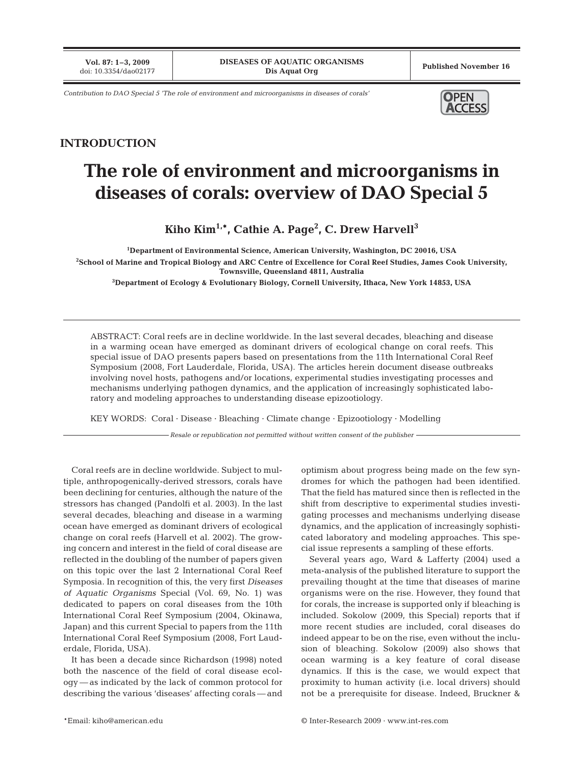*Contribution to DAO Special 5 'The role of environment and microorganisms in diseases of corals'*

**OPEN ACCESS**

## INTRODUCTION

# The role of environment and microorganisms in diseases of corals: overview of DAO Special 5

**Kiho Kim[1,*], Cathie A. Page[2], C. Drew Harvell[3]**

[1]Department of Environmental Science, American University, Washington, DC 20016, USA

[2]School of Marine and Tropical Biology and ARC Centre of Excellence for Coral Reef Studies, James Cook University, Townsville, Queensland 4811, Australia

[3]Department of Ecology & Evolutionary Biology, Cornell University, Ithaca, New York 14853, USA

ABSTRACT: Coral reefs are in decline worldwide. In the last several decades, bleaching and disease in a warming ocean have emerged as dominant drivers of ecological change on coral reefs. This special issue of DAO presents papers based on presentations from the 11th International Coral Reef Symposium (2008, Fort Lauderdale, Florida, USA). The articles herein document disease outbreaks involving novel hosts, pathogens and/or locations, experimental studies investigating processes and mechanisms underlying pathogen dynamics, and the application of increasingly sophisticated laboratory and modeling approaches to understanding disease epizootiology.

KEY WORDS: Coral · Disease · Bleaching · Climate change · Epizootiology · Modelling

*Resale or republication not permitted without written consent of the publisher*

Coral reefs are in decline worldwide. Subject to multiple, anthropogenically-derived stressors, corals have been declining for centuries, although the nature of the stressors has changed (Pandolfi et al. 2003). In the last several decades, bleaching and disease in a warming ocean have emerged as dominant drivers of ecological change on coral reefs (Harvell et al. 2002). The growing concern and interest in the field of coral disease are reflected in the doubling of the number of papers given on this topic over the last 2 International Coral Reef Symposia. In recognition of this, the very first *Diseases of Aquatic Organisms* Special (Vol. 69, No. 1) was dedicated to papers on coral diseases from the 10th International Coral Reef Symposium (2004, Okinawa, Japan) and this current Special to papers from the 11th International Coral Reef Symposium (2008, Fort Lauderdale, Florida, USA).

It has been a decade since Richardson (1998) noted both the nascence of the field of coral disease ecology — as indicated by the lack of common protocol for describing the various 'diseases' affecting corals — and optimism about progress being made on the few syndromes for which the pathogen had been identified. That the field has matured since then is reflected in the shift from descriptive to experimental studies investigating processes and mechanisms underlying disease dynamics, and the application of increasingly sophisticated laboratory and modeling approaches. This special issue represents a sampling of these efforts.

Several years ago, Ward & Lafferty (2004) used a meta-analysis of the published literature to support the prevailing thought at the time that diseases of marine organisms were on the rise. However, they found that for corals, the increase is supported only if bleaching is included. Sokolow (2009, this Special) reports that if more recent studies are included, coral diseases do indeed appear to be on the rise, even without the inclusion of bleaching. Sokolow (2009) also shows that ocean warming is a key feature of coral disease dynamics. If this is the case, we would expect that proximity to human activity (i.e. local drivers) should not be a prerequisite for disease. Indeed, Bruckner &

*Email: kiho@american.edu

© Inter-Research 2009 · www.int-res.com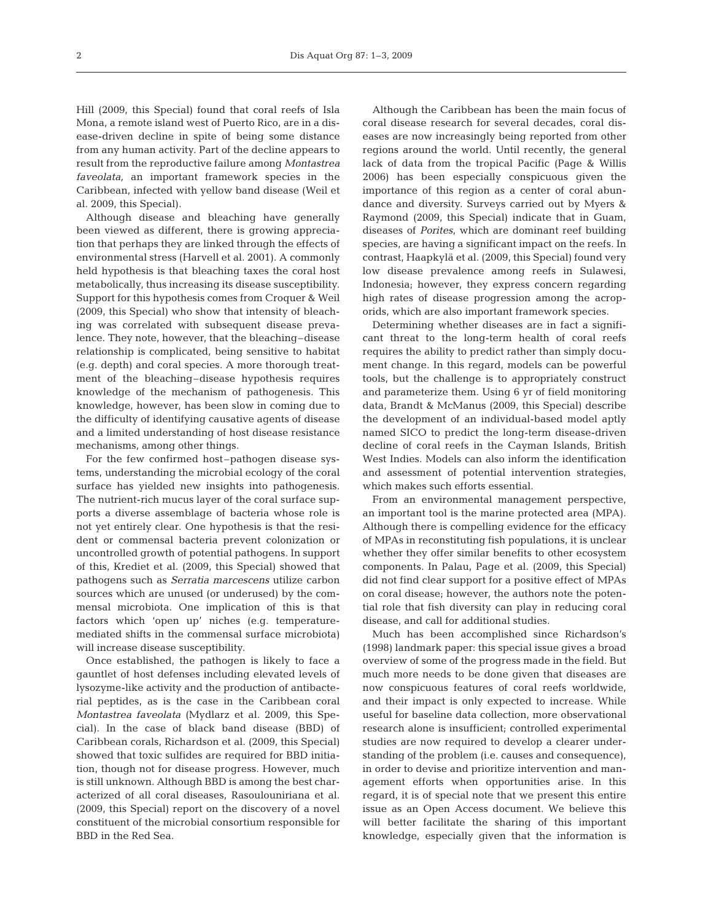Hill (2009, this Special) found that coral reefs of Isla Mona, a remote island west of Puerto Rico, are in a disease-driven decline in spite of being some distance from any human activity. Part of the decline appears to result from the reproductive failure among *Montastrea faveolata,* an important framework species in the Caribbean, infected with yellow band disease (Weil et al. 2009, this Special).

Although disease and bleaching have generally been viewed as different, there is growing appreciation that perhaps they are linked through the effects of environmental stress (Harvell et al. 2001). A commonly held hypothesis is that bleaching taxes the coral host metabolically, thus increasing its disease susceptibility. Support for this hypothesis comes from Croquer & Weil (2009, this Special) who show that intensity of bleaching was correlated with subsequent disease prevalence. They note, however, that the bleaching–disease relationship is complicated, being sensitive to habitat (e.g. depth) and coral species. A more thorough treatment of the bleaching–disease hypothesis requires knowledge of the mechanism of pathogenesis. This knowledge, however, has been slow in coming due to the difficulty of identifying causative agents of disease and a limited understanding of host disease resistance mechanisms, among other things.

For the few confirmed host–pathogen disease systems, understanding the microbial ecology of the coral surface has yielded new insights into pathogenesis. The nutrient-rich mucus layer of the coral surface supports a diverse assemblage of bacteria whose role is not yet entirely clear. One hypothesis is that the resident or commensal bacteria prevent colonization or uncontrolled growth of potential pathogens. In support of this, Krediet et al. (2009, this Special) showed that pathogens such as *Serratia marcescens* utilize carbon sources which are unused (or underused) by the commensal microbiota. One implication of this is that factors which 'open up' niches (e.g. temperature-mediated shifts in the commensal surface microbiota) will increase disease susceptibility.

Once established, the pathogen is likely to face a gauntlet of host defenses including elevated levels of lysozyme-like activity and the production of antibacterial peptides, as is the case in the Caribbean coral *Montastrea faveolata* (Mydlarz et al. 2009, this Special). In the case of black band disease (BBD) of Caribbean corals, Richardson et al. (2009, this Special) showed that toxic sulfides are required for BBD initiation, though not for disease progress. However, much is still unknown. Although BBD is among the best characterized of all coral diseases, Rasoulouniriana et al. (2009, this Special) report on the discovery of a novel constituent of the microbial consortium responsible for BBD in the Red Sea.

Although the Caribbean has been the main focus of coral disease research for several decades, coral diseases are now increasingly being reported from other regions around the world. Until recently, the general lack of data from the tropical Pacific (Page & Willis 2006) has been especially conspicuous given the importance of this region as a center of coral abundance and diversity. Surveys carried out by Myers & Raymond (2009, this Special) indicate that in Guam, diseases of *Porites*, which are dominant reef building species, are having a significant impact on the reefs. In contrast, Haapkylä et al. (2009, this Special) found very low disease prevalence among reefs in Sulawesi, Indonesia; however, they express concern regarding high rates of disease progression among the acroporids, which are also important framework species.

Determining whether diseases are in fact a significant threat to the long-term health of coral reefs requires the ability to predict rather than simply document change. In this regard, models can be powerful tools, but the challenge is to appropriately construct and parameterize them. Using 6 yr of field monitoring data, Brandt & McManus (2009, this Special) describe the development of an individual-based model aptly named SICO to predict the long-term disease-driven decline of coral reefs in the Cayman Islands, British West Indies. Models can also inform the identification and assessment of potential intervention strategies, which makes such efforts essential.

From an environmental management perspective, an important tool is the marine protected area (MPA). Although there is compelling evidence for the efficacy of MPAs in reconstituting fish populations, it is unclear whether they offer similar benefits to other ecosystem components. In Palau, Page et al. (2009, this Special) did not find clear support for a positive effect of MPAs on coral disease; however, the authors note the potential role that fish diversity can play in reducing coral disease, and call for additional studies.

Much has been accomplished since Richardson's (1998) landmark paper: this special issue gives a broad overview of some of the progress made in the field. But much more needs to be done given that diseases are now conspicuous features of coral reefs worldwide, and their impact is only expected to increase. While useful for baseline data collection, more observational research alone is insufficient; controlled experimental studies are now required to develop a clearer understanding of the problem (i.e. causes and consequence), in order to devise and prioritize intervention and management efforts when opportunities arise. In this regard, it is of special note that we present this entire issue as an Open Access document. We believe this will better facilitate the sharing of this important knowledge, especially given that the information is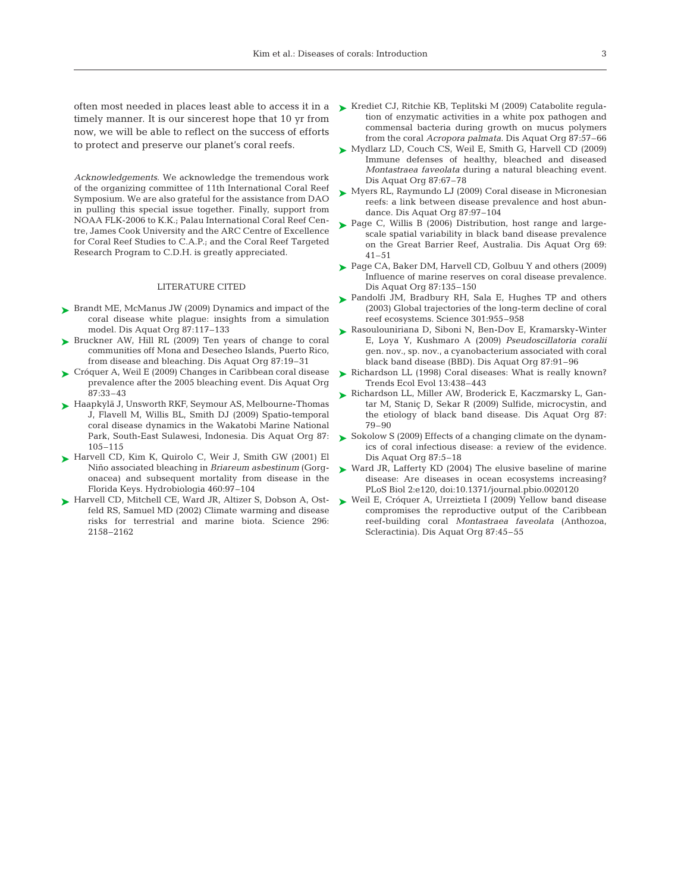often most needed in places least able to access it in a timely manner. It is our sincerest hope that 10 yr from now, we will be able to reflect on the success of efforts to protect and preserve our planet's coral reefs.

*Acknowledgements*. We acknowledge the tremendous work of the organizing committee of 11th International Coral Reef Symposium. We are also grateful for the assistance from DAO in pulling this special issue together. Finally, support from NOAA FLK-2006 to K.K.; Palau International Coral Reef Centre, James Cook University and the ARC Centre of Excellence for Coral Reef Studies to C.A.P.; and the Coral Reef Targeted Research Program to C.D.H. is greatly appreciated.

## LITERATURE CITED

- Brandt ME, McManus JW (2009) Dynamics and impact of the coral disease white plague: insights from a simulation model. Dis Aquat Org 87:117–133
- Bruckner AW, Hill RL (2009) Ten years of change to coral communities off Mona and Desecheo Islands, Puerto Rico, from disease and bleaching. Dis Aquat Org 87:19–31
- Cróquer A, Weil E (2009) Changes in Caribbean coral disease prevalence after the 2005 bleaching event. Dis Aquat Org 87:33–43
- Haapkylä J, Unsworth RKF, Seymour AS, Melbourne-Thomas J, Flavell M, Willis BL, Smith DJ (2009) Spatio-temporal coral disease dynamics in the Wakatobi Marine National Park, South-East Sulawesi, Indonesia. Dis Aquat Org 87: 105–115
- Harvell CD, Kim K, Quirolo C, Weir J, Smith GW (2001) El Niño associated bleaching in *Briareum asbestinum* (Gorgonacea) and subsequent mortality from disease in the Florida Keys. Hydrobiologia 460:97–104
- Harvell CD, Mitchell CE, Ward JR, Altizer S, Dobson A, Ostfeld RS, Samuel MD (2002) Climate warming and disease risks for terrestrial and marine biota. Science 296: 2158–2162
- Krediet CJ, Ritchie KB, Teplitski M (2009) Catabolite regulation of enzymatic activities in a white pox pathogen and commensal bacteria during growth on mucus polymers from the coral *Acropora palmata*. Dis Aquat Org 87:57–66
- Mydlarz LD, Couch CS, Weil E, Smith G, Harvell CD (2009) Immune defenses of healthy, bleached and diseased *Montastraea faveolata* during a natural bleaching event. Dis Aquat Org 87:67–78
- Myers RL, Raymundo LJ (2009) Coral disease in Micronesian reefs: a link between disease prevalence and host abundance. Dis Aquat Org 87:97–104
- Page C, Willis B (2006) Distribution, host range and large-scale spatial variability in black band disease prevalence on the Great Barrier Reef, Australia. Dis Aquat Org 69: 41–51
- Page CA, Baker DM, Harvell CD, Golbuu Y and others (2009) Influence of marine reserves on coral disease prevalence. Dis Aquat Org 87:135–150
- Pandolfi JM, Bradbury RH, Sala E, Hughes TP and others (2003) Global trajectories of the long-term decline of coral reef ecosystems. Science 301:955–958
- Rasoulouniriana D, Siboni N, Ben-Dov E, Kramarsky-Winter E, Loya Y, Kushmaro A (2009) *Pseudoscillatoria coralii* gen. nov., sp. nov., a cyanobacterium associated with coral black band disease (BBD). Dis Aquat Org 87:91–96
- Richardson LL (1998) Coral diseases: What is really known? Trends Ecol Evol 13:438–443
- Richardson LL, Miller AW, Broderick E, Kaczmarsky L, Gantar M, Staniç D, Sekar R (2009) Sulfide, microcystin, and the etiology of black band disease. Dis Aquat Org 87: 79–90
- Sokolow S (2009) Effects of a changing climate on the dynamics of coral infectious disease: a review of the evidence. Dis Aquat Org 87:5–18
- Ward JR, Lafferty KD (2004) The elusive baseline of marine disease: Are diseases in ocean ecosystems increasing? PLoS Biol 2:e120, doi:10.1371/journal.pbio.0020120
- Weil E, Cróquer A, Urreiztieta I (2009) Yellow band disease compromises the reproductive output of the Caribbean reef-building coral *Montastraea faveolata* (Anthozoa, Scleractinia). Dis Aquat Org 87:45–55